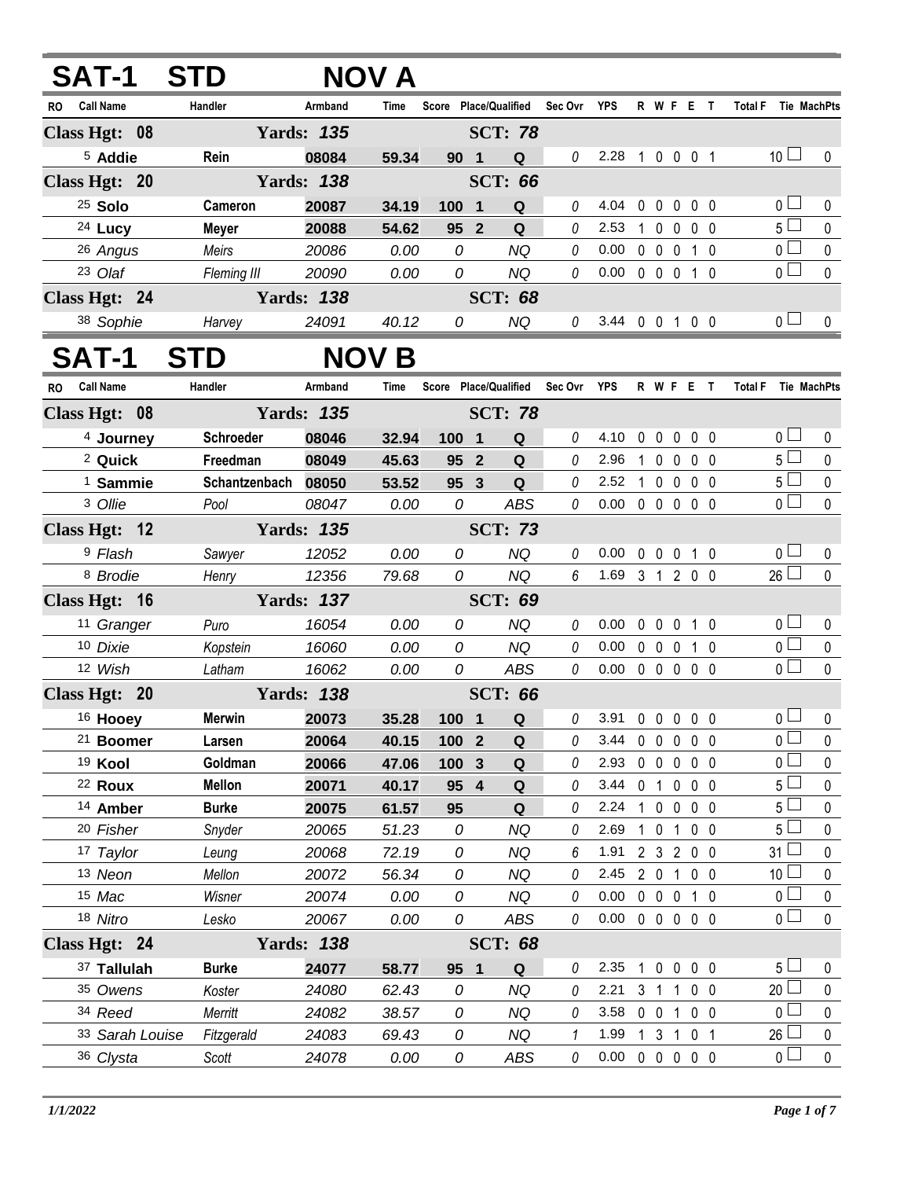# SAT-1 STD NOV A

| RO | Call Name | Handler | Armband | Time | Score | Place/Qualified | | Sec Ovr | YPS | R | W | F | E | T | Total F | Tie | MachPts |
|---|---|---|---|---|---|---|---|---|---|---|---|---|---|---|---|---|---|
| **Class Hgt: 08** | | **Yards: 135** | | | | **SCT: 78** | | | | | | | | | | | |
| 5 | **Addie** | **Rein** | **08084** | **59.34** | **90** | **1** | **Q** | 0 | 2.28 | 1 | 0 | 0 | 0 | 1 | 10 | ☐ | 0 |
| **Class Hgt: 20** | | **Yards: 138** | | | | **SCT: 66** | | | | | | | | | | | |
| 25 | **Solo** | **Cameron** | **20087** | **34.19** | **100** | **1** | **Q** | 0 | 4.04 | 0 | 0 | 0 | 0 | 0 | 0 | ☐ | 0 |
| 24 | **Lucy** | **Meyer** | **20088** | **54.62** | **95** | **2** | **Q** | 0 | 2.53 | 1 | 0 | 0 | 0 | 0 | 5 | ☐ | 0 |
| 26 | *Angus* | *Meirs* | *20086* | *0.00* | *0* | | *NQ* | 0 | 0.00 | 0 | 0 | 0 | 1 | 0 | 0 | ☐ | 0 |
| 23 | *Olaf* | *Fleming III* | *20090* | *0.00* | *0* | | *NQ* | 0 | 0.00 | 0 | 0 | 0 | 1 | 0 | 0 | ☐ | 0 |
| **Class Hgt: 24** | | **Yards: 138** | | | | **SCT: 68** | | | | | | | | | | | |
| 38 | *Sophie* | *Harvey* | *24091* | *40.12* | *0* | | *NQ* | 0 | 3.44 | 0 | 0 | 1 | 0 | 0 | 0 | ☐ | 0 |

# SAT-1 STD NOV B

| RO | Call Name | Handler | Armband | Time | Score | Place/Qualified | | Sec Ovr | YPS | R | W | F | E | T | Total F | Tie | MachPts |
|---|---|---|---|---|---|---|---|---|---|---|---|---|---|---|---|---|---|
| **Class Hgt: 08** | | **Yards: 135** | | | | **SCT: 78** | | | | | | | | | | | |
| 4 | **Journey** | **Schroeder** | **08046** | **32.94** | **100** | **1** | **Q** | 0 | 4.10 | 0 | 0 | 0 | 0 | 0 | 0 | ☐ | 0 |
| 2 | **Quick** | **Freedman** | **08049** | **45.63** | **95** | **2** | **Q** | 0 | 2.96 | 1 | 0 | 0 | 0 | 0 | 5 | ☐ | 0 |
| 1 | **Sammie** | **Schantzenbach** | **08050** | **53.52** | **95** | **3** | **Q** | 0 | 2.52 | 1 | 0 | 0 | 0 | 0 | 5 | ☐ | 0 |
| 3 | *Ollie* | *Pool* | *08047* | *0.00* | *0* | | *ABS* | 0 | 0.00 | 0 | 0 | 0 | 0 | 0 | 0 | ☐ | 0 |
| **Class Hgt: 12** | | **Yards: 135** | | | | **SCT: 73** | | | | | | | | | | | |
| 9 | *Flash* | *Sawyer* | *12052* | *0.00* | *0* | | *NQ* | 0 | 0.00 | 0 | 0 | 0 | 1 | 0 | 0 | ☐ | 0 |
| 8 | *Brodie* | *Henry* | *12356* | *79.68* | *0* | | *NQ* | 6 | 1.69 | 3 | 1 | 2 | 0 | 0 | 26 | ☐ | 0 |
| **Class Hgt: 16** | | **Yards: 137** | | | | **SCT: 69** | | | | | | | | | | | |
| 11 | *Granger* | *Puro* | *16054* | *0.00* | *0* | | *NQ* | 0 | 0.00 | 0 | 0 | 0 | 1 | 0 | 0 | ☐ | 0 |
| 10 | *Dixie* | *Kopstein* | *16060* | *0.00* | *0* | | *NQ* | 0 | 0.00 | 0 | 0 | 0 | 1 | 0 | 0 | ☐ | 0 |
| 12 | *Wish* | *Latham* | *16062* | *0.00* | *0* | | *ABS* | 0 | 0.00 | 0 | 0 | 0 | 0 | 0 | 0 | ☐ | 0 |
| **Class Hgt: 20** | | **Yards: 138** | | | | **SCT: 66** | | | | | | | | | | | |
| 16 | **Hooey** | **Merwin** | **20073** | **35.28** | **100** | **1** | **Q** | 0 | 3.91 | 0 | 0 | 0 | 0 | 0 | 0 | ☐ | 0 |
| 21 | **Boomer** | **Larsen** | **20064** | **40.15** | **100** | **2** | **Q** | 0 | 3.44 | 0 | 0 | 0 | 0 | 0 | 0 | ☐ | 0 |
| 19 | **Kool** | **Goldman** | **20066** | **47.06** | **100** | **3** | **Q** | 0 | 2.93 | 0 | 0 | 0 | 0 | 0 | 0 | ☐ | 0 |
| 22 | **Roux** | **Mellon** | **20071** | **40.17** | **95** | **4** | **Q** | 0 | 3.44 | 0 | 1 | 0 | 0 | 0 | 5 | ☐ | 0 |
| 14 | **Amber** | **Burke** | **20075** | **61.57** | **95** | | **Q** | 0 | 2.24 | 1 | 0 | 0 | 0 | 0 | 5 | ☐ | 0 |
| 20 | *Fisher* | *Snyder* | *20065* | *51.23* | *0* | | *NQ* | 0 | 2.69 | 1 | 0 | 1 | 0 | 0 | 5 | ☐ | 0 |
| 17 | *Taylor* | *Leung* | *20068* | *72.19* | *0* | | *NQ* | 6 | 1.91 | 2 | 3 | 2 | 0 | 0 | 31 | ☐ | 0 |
| 13 | *Neon* | *Mellon* | *20072* | *56.34* | *0* | | *NQ* | 0 | 2.45 | 2 | 0 | 1 | 0 | 0 | 10 | ☐ | 0 |
| 15 | *Mac* | *Wisner* | *20074* | *0.00* | *0* | | *NQ* | 0 | 0.00 | 0 | 0 | 0 | 1 | 0 | 0 | ☐ | 0 |
| 18 | *Nitro* | *Lesko* | *20067* | *0.00* | *0* | | *ABS* | 0 | 0.00 | 0 | 0 | 0 | 0 | 0 | 0 | ☐ | 0 |
| **Class Hgt: 24** | | **Yards: 138** | | | | **SCT: 68** | | | | | | | | | | | |
| 37 | **Tallulah** | **Burke** | **24077** | **58.77** | **95** | **1** | **Q** | 0 | 2.35 | 1 | 0 | 0 | 0 | 0 | 5 | ☐ | 0 |
| 35 | *Owens* | *Koster* | *24080* | *62.43* | *0* | | *NQ* | 0 | 2.21 | 3 | 1 | 1 | 0 | 0 | 20 | ☐ | 0 |
| 34 | *Reed* | *Merritt* | *24082* | *38.57* | *0* | | *NQ* | 0 | 3.58 | 0 | 0 | 1 | 0 | 0 | 0 | ☐ | 0 |
| 33 | *Sarah Louise* | *Fitzgerald* | *24083* | *69.43* | *0* | | *NQ* | 1 | 1.99 | 1 | 3 | 1 | 0 | 1 | 26 | ☐ | 0 |
| 36 | *Clysta* | *Scott* | *24078* | *0.00* | *0* | | *ABS* | 0 | 0.00 | 0 | 0 | 0 | 0 | 0 | 0 | ☐ | 0 |

*1/1/2022*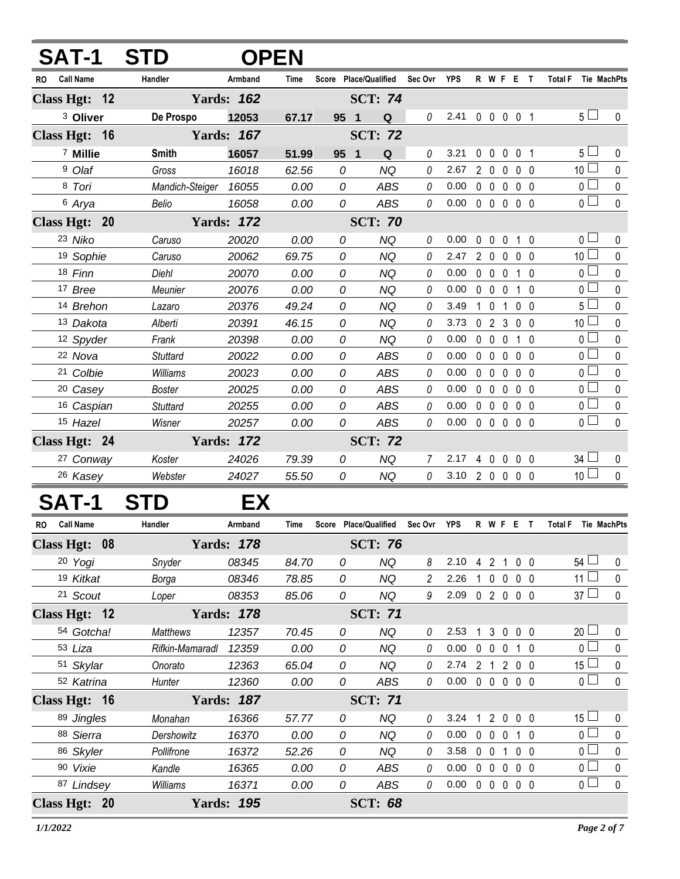# SAT-1 STD OPEN

| RO | Call Name | Handler | Armband | Time | Score | Place/Qualified | | Sec Ovr | YPS | R | W | F | E | T | Total F | Tie | MachPts |
|---|---|---|---|---|---|---|---|---|---|---|---|---|---|---|---|---|---|
| **Class Hgt: 12** | | **Yards: 162** | | | | **SCT: 74** | | | | | | | | | | | |
| 3 | **Oliver** | **De Prospo** | **12053** | **67.17** | **95** | **1** | **Q** | 0 | 2.41 | 0 | 0 | 0 | 0 | 1 | 5 | ☐ | 0 |
| **Class Hgt: 16** | | **Yards: 167** | | | | **SCT: 72** | | | | | | | | | | | |
| 7 | **Millie** | **Smith** | **16057** | **51.99** | **95** | **1** | **Q** | 0 | 3.21 | 0 | 0 | 0 | 0 | 1 | 5 | ☐ | 0 |
| 9 | *Olaf* | *Gross* | *16018* | *62.56* | *0* | | *NQ* | 0 | 2.67 | 2 | 0 | 0 | 0 | 0 | 10 | ☐ | 0 |
| 8 | *Tori* | *Mandich-Steiger* | *16055* | *0.00* | *0* | | *ABS* | 0 | 0.00 | 0 | 0 | 0 | 0 | 0 | 0 | ☐ | 0 |
| 6 | *Arya* | *Belio* | *16058* | *0.00* | *0* | | *ABS* | 0 | 0.00 | 0 | 0 | 0 | 0 | 0 | 0 | ☐ | 0 |
| **Class Hgt: 20** | | **Yards: 172** | | | | **SCT: 70** | | | | | | | | | | | |
| 23 | *Niko* | *Caruso* | *20020* | *0.00* | *0* | | *NQ* | 0 | 0.00 | 0 | 0 | 0 | 1 | 0 | 0 | ☐ | 0 |
| 19 | *Sophie* | *Caruso* | *20062* | *69.75* | *0* | | *NQ* | 0 | 2.47 | 2 | 0 | 0 | 0 | 0 | 10 | ☐ | 0 |
| 18 | *Finn* | *Diehl* | *20070* | *0.00* | *0* | | *NQ* | 0 | 0.00 | 0 | 0 | 0 | 1 | 0 | 0 | ☐ | 0 |
| 17 | *Bree* | *Meunier* | *20076* | *0.00* | *0* | | *NQ* | 0 | 0.00 | 0 | 0 | 0 | 1 | 0 | 0 | ☐ | 0 |
| 14 | *Brehon* | *Lazaro* | *20376* | *49.24* | *0* | | *NQ* | 0 | 3.49 | 1 | 0 | 1 | 0 | 0 | 5 | ☐ | 0 |
| 13 | *Dakota* | *Alberti* | *20391* | *46.15* | *0* | | *NQ* | 0 | 3.73 | 0 | 2 | 3 | 0 | 0 | 10 | ☐ | 0 |
| 12 | *Spyder* | *Frank* | *20398* | *0.00* | *0* | | *NQ* | 0 | 0.00 | 0 | 0 | 0 | 1 | 0 | 0 | ☐ | 0 |
| 22 | *Nova* | *Stuttard* | *20022* | *0.00* | *0* | | *ABS* | 0 | 0.00 | 0 | 0 | 0 | 0 | 0 | 0 | ☐ | 0 |
| 21 | *Colbie* | *Williams* | *20023* | *0.00* | *0* | | *ABS* | 0 | 0.00 | 0 | 0 | 0 | 0 | 0 | 0 | ☐ | 0 |
| 20 | *Casey* | *Boster* | *20025* | *0.00* | *0* | | *ABS* | 0 | 0.00 | 0 | 0 | 0 | 0 | 0 | 0 | ☐ | 0 |
| 16 | *Caspian* | *Stuttard* | *20255* | *0.00* | *0* | | *ABS* | 0 | 0.00 | 0 | 0 | 0 | 0 | 0 | 0 | ☐ | 0 |
| 15 | *Hazel* | *Wisner* | *20257* | *0.00* | *0* | | *ABS* | 0 | 0.00 | 0 | 0 | 0 | 0 | 0 | 0 | ☐ | 0 |
| **Class Hgt: 24** | | **Yards: 172** | | | | **SCT: 72** | | | | | | | | | | | |
| 27 | *Conway* | *Koster* | *24026* | *79.39* | *0* | | *NQ* | 7 | 2.17 | 4 | 0 | 0 | 0 | 0 | 34 | ☐ | 0 |
| 26 | *Kasey* | *Webster* | *24027* | *55.50* | *0* | | *NQ* | 0 | 3.10 | 2 | 0 | 0 | 0 | 0 | 10 | ☐ | 0 |

# SAT-1 STD EX

| RO | Call Name | Handler | Armband | Time | Score | Place/Qualified | | Sec Ovr | YPS | R | W | F | E | T | Total F | Tie | MachPts |
|---|---|---|---|---|---|---|---|---|---|---|---|---|---|---|---|---|---|
| **Class Hgt: 08** | | **Yards: 178** | | | | **SCT: 76** | | | | | | | | | | | |
| 20 | *Yogi* | *Snyder* | *08345* | *84.70* | *0* | | *NQ* | 8 | 2.10 | 4 | 2 | 1 | 0 | 0 | 54 | ☐ | 0 |
| 19 | *Kitkat* | *Borga* | *08346* | *78.85* | *0* | | *NQ* | 2 | 2.26 | 1 | 0 | 0 | 0 | 0 | 11 | ☐ | 0 |
| 21 | *Scout* | *Loper* | *08353* | *85.06* | *0* | | *NQ* | 9 | 2.09 | 0 | 2 | 0 | 0 | 0 | 37 | ☐ | 0 |
| **Class Hgt: 12** | | **Yards: 178** | | | | **SCT: 71** | | | | | | | | | | | |
| 54 | *Gotcha!* | *Matthews* | *12357* | *70.45* | *0* | | *NQ* | 0 | 2.53 | 1 | 3 | 0 | 0 | 0 | 20 | ☐ | 0 |
| 53 | *Liza* | *Rifkin-Mamaradl* | *12359* | *0.00* | *0* | | *NQ* | 0 | 0.00 | 0 | 0 | 0 | 1 | 0 | 0 | ☐ | 0 |
| 51 | *Skylar* | *Onorato* | *12363* | *65.04* | *0* | | *NQ* | 0 | 2.74 | 2 | 1 | 2 | 0 | 0 | 15 | ☐ | 0 |
| 52 | *Katrina* | *Hunter* | *12360* | *0.00* | *0* | | *ABS* | 0 | 0.00 | 0 | 0 | 0 | 0 | 0 | 0 | ☐ | 0 |
| **Class Hgt: 16** | | **Yards: 187** | | | | **SCT: 71** | | | | | | | | | | | |
| 89 | *Jingles* | *Monahan* | *16366* | *57.77* | *0* | | *NQ* | 0 | 3.24 | 1 | 2 | 0 | 0 | 0 | 15 | ☐ | 0 |
| 88 | *Sierra* | *Dershowitz* | *16370* | *0.00* | *0* | | *NQ* | 0 | 0.00 | 0 | 0 | 0 | 1 | 0 | 0 | ☐ | 0 |
| 86 | *Skyler* | *Pollifrone* | *16372* | *52.26* | *0* | | *NQ* | 0 | 3.58 | 0 | 0 | 1 | 0 | 0 | 0 | ☐ | 0 |
| 90 | *Vixie* | *Kandle* | *16365* | *0.00* | *0* | | *ABS* | 0 | 0.00 | 0 | 0 | 0 | 0 | 0 | 0 | ☐ | 0 |
| 87 | *Lindsey* | *Williams* | *16371* | *0.00* | *0* | | *ABS* | 0 | 0.00 | 0 | 0 | 0 | 0 | 0 | 0 | ☐ | 0 |
| **Class Hgt: 20** | | **Yards: 195** | | | | **SCT: 68** | | | | | | | | | | | |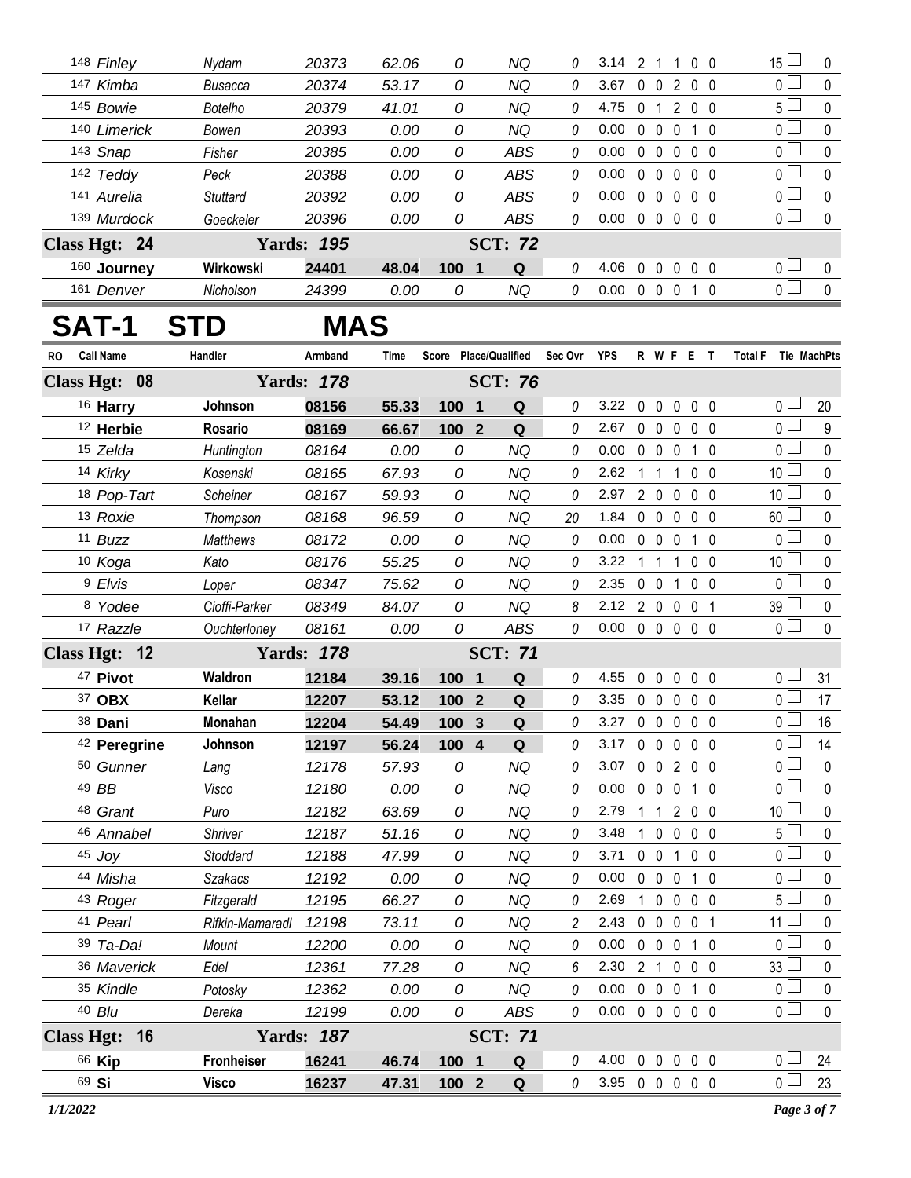| RO | Call Name | Handler | Armband | Time | Score | Place/Qualified | Sec Ovr | YPS | R | W | F | E | T | Total F | Tie | MachPts |
|---|---|---|---|---|---|---|---|---|---|---|---|---|---|---|---|---|
| 148 | Finley | Nydam | 20373 | 62.06 | 0 | NQ | 0 | 3.14 | 2 | 1 | 1 | 0 | 0 | 15 | | 0 |
| 147 | Kimba | Busacca | 20374 | 53.17 | 0 | NQ | 0 | 3.67 | 0 | 0 | 2 | 0 | 0 | 0 | | 0 |
| 145 | Bowie | Botelho | 20379 | 41.01 | 0 | NQ | 0 | 4.75 | 0 | 1 | 2 | 0 | 0 | 5 | | 0 |
| 140 | Limerick | Bowen | 20393 | 0.00 | 0 | NQ | 0 | 0.00 | 0 | 0 | 0 | 1 | 0 | 0 | | 0 |
| 143 | Snap | Fisher | 20385 | 0.00 | 0 | ABS | 0 | 0.00 | 0 | 0 | 0 | 0 | 0 | 0 | | 0 |
| 142 | Teddy | Peck | 20388 | 0.00 | 0 | ABS | 0 | 0.00 | 0 | 0 | 0 | 0 | 0 | 0 | | 0 |
| 141 | Aurelia | Stuttard | 20392 | 0.00 | 0 | ABS | 0 | 0.00 | 0 | 0 | 0 | 0 | 0 | 0 | | 0 |
| 139 | Murdock | Goeckeler | 20396 | 0.00 | 0 | ABS | 0 | 0.00 | 0 | 0 | 0 | 0 | 0 | 0 | | 0 |
| **Class Hgt: 24** | | **Yards: 195** | | | | **SCT: 72** | | | | | | | | | | |
| 160 | **Journey** | **Wirkowski** | **24401** | **48.04** | **100** | **1 Q** | 0 | 4.06 | 0 | 0 | 0 | 0 | 0 | 0 | | 0 |
| 161 | Denver | Nicholson | 24399 | 0.00 | 0 | NQ | 0 | 0.00 | 0 | 0 | 0 | 1 | 0 | 0 | | 0 |

# SAT-1 STD MAS

| RO | Call Name | Handler | Armband | Time | Score | Place/Qualified | Sec Ovr | YPS | R | W | F | E | T | Total F | Tie | MachPts |
|---|---|---|---|---|---|---|---|---|---|---|---|---|---|---|---|---|
| **Class Hgt: 08** | | **Yards: 178** | | | | **SCT: 76** | | | | | | | | | | |
| 16 | **Harry** | **Johnson** | **08156** | **55.33** | **100** | **1 Q** | 0 | 3.22 | 0 | 0 | 0 | 0 | 0 | 0 | | 20 |
| 12 | **Herbie** | **Rosario** | **08169** | **66.67** | **100** | **2 Q** | 0 | 2.67 | 0 | 0 | 0 | 0 | 0 | 0 | | 9 |
| 15 | Zelda | Huntington | 08164 | 0.00 | 0 | NQ | 0 | 0.00 | 0 | 0 | 0 | 1 | 0 | 0 | | 0 |
| 14 | Kirky | Kosenski | 08165 | 67.93 | 0 | NQ | 0 | 2.62 | 1 | 1 | 1 | 0 | 0 | 10 | | 0 |
| 18 | Pop-Tart | Scheiner | 08167 | 59.93 | 0 | NQ | 0 | 2.97 | 2 | 0 | 0 | 0 | 0 | 10 | | 0 |
| 13 | Roxie | Thompson | 08168 | 96.59 | 0 | NQ | 20 | 1.84 | 0 | 0 | 0 | 0 | 0 | 60 | | 0 |
| 11 | Buzz | Matthews | 08172 | 0.00 | 0 | NQ | 0 | 0.00 | 0 | 0 | 0 | 1 | 0 | 0 | | 0 |
| 10 | Koga | Kato | 08176 | 55.25 | 0 | NQ | 0 | 3.22 | 1 | 1 | 1 | 0 | 0 | 10 | | 0 |
| 9 | Elvis | Loper | 08347 | 75.62 | 0 | NQ | 0 | 2.35 | 0 | 0 | 1 | 0 | 0 | 0 | | 0 |
| 8 | Yodee | Cioffi-Parker | 08349 | 84.07 | 0 | NQ | 8 | 2.12 | 2 | 0 | 0 | 0 | 1 | 39 | | 0 |
| 17 | Razzle | Ouchterloney | 08161 | 0.00 | 0 | ABS | 0 | 0.00 | 0 | 0 | 0 | 0 | 0 | 0 | | 0 |
| **Class Hgt: 12** | | **Yards: 178** | | | | **SCT: 71** | | | | | | | | | | |
| 47 | **Pivot** | **Waldron** | **12184** | **39.16** | **100** | **1 Q** | 0 | 4.55 | 0 | 0 | 0 | 0 | 0 | 0 | | 31 |
| 37 | **OBX** | **Kellar** | **12207** | **53.12** | **100** | **2 Q** | 0 | 3.35 | 0 | 0 | 0 | 0 | 0 | 0 | | 17 |
| 38 | **Dani** | **Monahan** | **12204** | **54.49** | **100** | **3 Q** | 0 | 3.27 | 0 | 0 | 0 | 0 | 0 | 0 | | 16 |
| 42 | **Peregrine** | **Johnson** | **12197** | **56.24** | **100** | **4 Q** | 0 | 3.17 | 0 | 0 | 0 | 0 | 0 | 0 | | 14 |
| 50 | Gunner | Lang | 12178 | 57.93 | 0 | NQ | 0 | 3.07 | 0 | 0 | 2 | 0 | 0 | 0 | | 0 |
| 49 | BB | Visco | 12180 | 0.00 | 0 | NQ | 0 | 0.00 | 0 | 0 | 0 | 1 | 0 | 0 | | 0 |
| 48 | Grant | Puro | 12182 | 63.69 | 0 | NQ | 0 | 2.79 | 1 | 1 | 2 | 0 | 0 | 10 | | 0 |
| 46 | Annabel | Shriver | 12187 | 51.16 | 0 | NQ | 0 | 3.48 | 1 | 0 | 0 | 0 | 0 | 5 | | 0 |
| 45 | Joy | Stoddard | 12188 | 47.99 | 0 | NQ | 0 | 3.71 | 0 | 0 | 1 | 0 | 0 | 0 | | 0 |
| 44 | Misha | Szakacs | 12192 | 0.00 | 0 | NQ | 0 | 0.00 | 0 | 0 | 0 | 1 | 0 | 0 | | 0 |
| 43 | Roger | Fitzgerald | 12195 | 66.27 | 0 | NQ | 0 | 2.69 | 1 | 0 | 0 | 0 | 0 | 5 | | 0 |
| 41 | Pearl | Rifkin-Mamaradl | 12198 | 73.11 | 0 | NQ | 2 | 2.43 | 0 | 0 | 0 | 0 | 1 | 11 | | 0 |
| 39 | Ta-Da! | Mount | 12200 | 0.00 | 0 | NQ | 0 | 0.00 | 0 | 0 | 0 | 1 | 0 | 0 | | 0 |
| 36 | Maverick | Edel | 12361 | 77.28 | 0 | NQ | 6 | 2.30 | 2 | 1 | 0 | 0 | 0 | 33 | | 0 |
| 35 | Kindle | Potosky | 12362 | 0.00 | 0 | NQ | 0 | 0.00 | 0 | 0 | 0 | 1 | 0 | 0 | | 0 |
| 40 | Blu | Dereka | 12199 | 0.00 | 0 | ABS | 0 | 0.00 | 0 | 0 | 0 | 0 | 0 | 0 | | 0 |
| **Class Hgt: 16** | | **Yards: 187** | | | | **SCT: 71** | | | | | | | | | | |
| 66 | **Kip** | **Fronheiser** | **16241** | **46.74** | **100** | **1 Q** | 0 | 4.00 | 0 | 0 | 0 | 0 | 0 | 0 | | 24 |
| 69 | **Si** | **Visco** | **16237** | **47.31** | **100** | **2 Q** | 0 | 3.95 | 0 | 0 | 0 | 0 | 0 | 0 | | 23 |

1/1/2022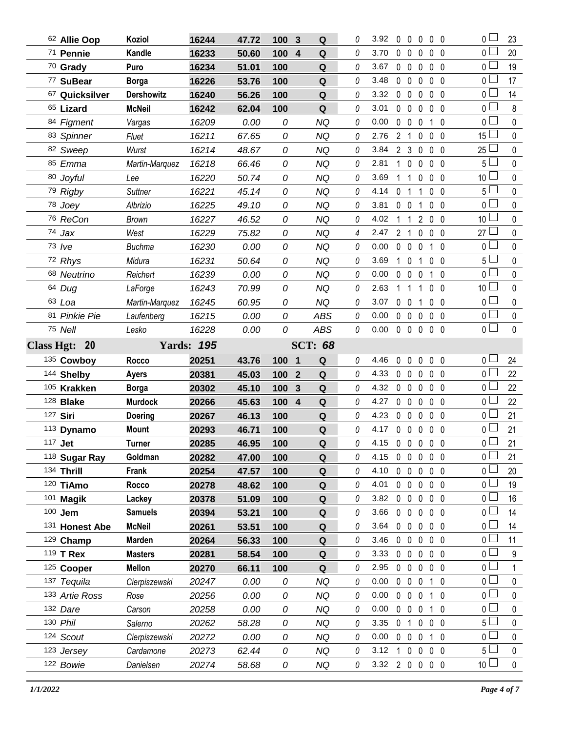| Armband | Dog | Handler | Reg # | Time | Score | Place | Q/NQ | Time Flts | YPS | | | | | | Total Flts | Pts |
|---|---|---|---|---|---|---|---|---|---|---|---|---|---|---|---|---|
| 62 | **Allie Oop** | **Koziol** | **16244** | **47.72** | **100** | **3** | **Q** | 0 | 3.92 | 0 | 0 | 0 | 0 | 0 | 0 | 23 |
| 71 | **Pennie** | **Kandle** | **16233** | **50.60** | **100** | **4** | **Q** | 0 | 3.70 | 0 | 0 | 0 | 0 | 0 | 0 | 20 |
| 70 | **Grady** | **Puro** | **16234** | **51.01** | **100** | | **Q** | 0 | 3.67 | 0 | 0 | 0 | 0 | 0 | 0 | 19 |
| 77 | **SuBear** | **Borga** | **16226** | **53.76** | **100** | | **Q** | 0 | 3.48 | 0 | 0 | 0 | 0 | 0 | 0 | 17 |
| 67 | **Quicksilver** | **Dershowitz** | **16240** | **56.26** | **100** | | **Q** | 0 | 3.32 | 0 | 0 | 0 | 0 | 0 | 0 | 14 |
| 65 | **Lizard** | **McNeil** | **16242** | **62.04** | **100** | | **Q** | 0 | 3.01 | 0 | 0 | 0 | 0 | 0 | 0 | 8 |
| 84 | *Figment* | *Vargas* | *16209* | *0.00* | *0* | | *NQ* | 0 | 0.00 | 0 | 0 | 0 | 1 | 0 | 0 | 0 |
| 83 | *Spinner* | *Fluet* | *16211* | *67.65* | *0* | | *NQ* | 0 | 2.76 | 2 | 1 | 0 | 0 | 0 | 15 | 0 |
| 82 | *Sweep* | *Wurst* | *16214* | *48.67* | *0* | | *NQ* | 0 | 3.84 | 2 | 3 | 0 | 0 | 0 | 25 | 0 |
| 85 | *Emma* | *Martin-Marquez* | *16218* | *66.46* | *0* | | *NQ* | 0 | 2.81 | 1 | 0 | 0 | 0 | 0 | 5 | 0 |
| 80 | *Joyful* | *Lee* | *16220* | *50.74* | *0* | | *NQ* | 0 | 3.69 | 1 | 1 | 0 | 0 | 0 | 10 | 0 |
| 79 | *Rigby* | *Suttner* | *16221* | *45.14* | *0* | | *NQ* | 0 | 4.14 | 0 | 1 | 1 | 0 | 0 | 5 | 0 |
| 78 | *Joey* | *Albrizio* | *16225* | *49.10* | *0* | | *NQ* | 0 | 3.81 | 0 | 0 | 1 | 0 | 0 | 0 | 0 |
| 76 | *ReCon* | *Brown* | *16227* | *46.52* | *0* | | *NQ* | 0 | 4.02 | 1 | 1 | 2 | 0 | 0 | 10 | 0 |
| 74 | *Jax* | *West* | *16229* | *75.82* | *0* | | *NQ* | 4 | 2.47 | 2 | 1 | 0 | 0 | 0 | 27 | 0 |
| 73 | *Ive* | *Buchma* | *16230* | *0.00* | *0* | | *NQ* | 0 | 0.00 | 0 | 0 | 0 | 1 | 0 | 0 | 0 |
| 72 | *Rhys* | *Midura* | *16231* | *50.64* | *0* | | *NQ* | 0 | 3.69 | 1 | 0 | 1 | 0 | 0 | 5 | 0 |
| 68 | *Neutrino* | *Reichert* | *16239* | *0.00* | *0* | | *NQ* | 0 | 0.00 | 0 | 0 | 0 | 1 | 0 | 0 | 0 |
| 64 | *Dug* | *LaForge* | *16243* | *70.99* | *0* | | *NQ* | 0 | 2.63 | 1 | 1 | 1 | 0 | 0 | 10 | 0 |
| 63 | *Loa* | *Martin-Marquez* | *16245* | *60.95* | *0* | | *NQ* | 0 | 3.07 | 0 | 0 | 1 | 0 | 0 | 0 | 0 |
| 81 | *Pinkie Pie* | *Laufenberg* | *16215* | *0.00* | *0* | | *ABS* | 0 | 0.00 | 0 | 0 | 0 | 0 | 0 | 0 | 0 |
| 75 | *Nell* | *Lesko* | *16228* | *0.00* | *0* | | *ABS* | 0 | 0.00 | 0 | 0 | 0 | 0 | 0 | 0 | 0 |
| **Class Hgt: 20** | | **Yards: 195** | | | | | **SCT: 68** | | | | | | | | | |
| 135 | **Cowboy** | **Rocco** | **20251** | **43.76** | **100** | **1** | **Q** | 0 | 4.46 | 0 | 0 | 0 | 0 | 0 | 0 | 24 |
| 144 | **Shelby** | **Ayers** | **20381** | **45.03** | **100** | **2** | **Q** | 0 | 4.33 | 0 | 0 | 0 | 0 | 0 | 0 | 22 |
| 105 | **Krakken** | **Borga** | **20302** | **45.10** | **100** | **3** | **Q** | 0 | 4.32 | 0 | 0 | 0 | 0 | 0 | 0 | 22 |
| 128 | **Blake** | **Murdock** | **20266** | **45.63** | **100** | **4** | **Q** | 0 | 4.27 | 0 | 0 | 0 | 0 | 0 | 0 | 22 |
| 127 | **Siri** | **Doering** | **20267** | **46.13** | **100** | | **Q** | 0 | 4.23 | 0 | 0 | 0 | 0 | 0 | 0 | 21 |
| 113 | **Dynamo** | **Mount** | **20293** | **46.71** | **100** | | **Q** | 0 | 4.17 | 0 | 0 | 0 | 0 | 0 | 0 | 21 |
| 117 | **Jet** | **Turner** | **20285** | **46.95** | **100** | | **Q** | 0 | 4.15 | 0 | 0 | 0 | 0 | 0 | 0 | 21 |
| 118 | **Sugar Ray** | **Goldman** | **20282** | **47.00** | **100** | | **Q** | 0 | 4.15 | 0 | 0 | 0 | 0 | 0 | 0 | 21 |
| 134 | **Thrill** | **Frank** | **20254** | **47.57** | **100** | | **Q** | 0 | 4.10 | 0 | 0 | 0 | 0 | 0 | 0 | 20 |
| 120 | **TiAmo** | **Rocco** | **20278** | **48.62** | **100** | | **Q** | 0 | 4.01 | 0 | 0 | 0 | 0 | 0 | 0 | 19 |
| 101 | **Magik** | **Lackey** | **20378** | **51.09** | **100** | | **Q** | 0 | 3.82 | 0 | 0 | 0 | 0 | 0 | 0 | 16 |
| 100 | **Jem** | **Samuels** | **20394** | **53.21** | **100** | | **Q** | 0 | 3.66 | 0 | 0 | 0 | 0 | 0 | 0 | 14 |
| 131 | **Honest Abe** | **McNeil** | **20261** | **53.51** | **100** | | **Q** | 0 | 3.64 | 0 | 0 | 0 | 0 | 0 | 0 | 14 |
| 129 | **Champ** | **Marden** | **20264** | **56.33** | **100** | | **Q** | 0 | 3.46 | 0 | 0 | 0 | 0 | 0 | 0 | 11 |
| 119 | **T Rex** | **Masters** | **20281** | **58.54** | **100** | | **Q** | 0 | 3.33 | 0 | 0 | 0 | 0 | 0 | 0 | 9 |
| 125 | **Cooper** | **Mellon** | **20270** | **66.11** | **100** | | **Q** | 0 | 2.95 | 0 | 0 | 0 | 0 | 0 | 0 | 1 |
| 137 | *Tequila* | *Cierpiszewski* | *20247* | *0.00* | *0* | | *NQ* | 0 | 0.00 | 0 | 0 | 0 | 1 | 0 | 0 | 0 |
| 133 | *Artie Ross* | *Rose* | *20256* | *0.00* | *0* | | *NQ* | 0 | 0.00 | 0 | 0 | 0 | 1 | 0 | 0 | 0 |
| 132 | *Dare* | *Carson* | *20258* | *0.00* | *0* | | *NQ* | 0 | 0.00 | 0 | 0 | 0 | 1 | 0 | 0 | 0 |
| 130 | *Phil* | *Salerno* | *20262* | *58.28* | *0* | | *NQ* | 0 | 3.35 | 0 | 1 | 0 | 0 | 0 | 5 | 0 |
| 124 | *Scout* | *Cierpiszewski* | *20272* | *0.00* | *0* | | *NQ* | 0 | 0.00 | 0 | 0 | 0 | 1 | 0 | 0 | 0 |
| 123 | *Jersey* | *Cardamone* | *20273* | *62.44* | *0* | | *NQ* | 0 | 3.12 | 1 | 0 | 0 | 0 | 0 | 5 | 0 |
| 122 | *Bowie* | *Danielsen* | *20274* | *58.68* | *0* | | *NQ* | 0 | 3.32 | 2 | 0 | 0 | 0 | 0 | 10 | 0 |

*1/1/2022*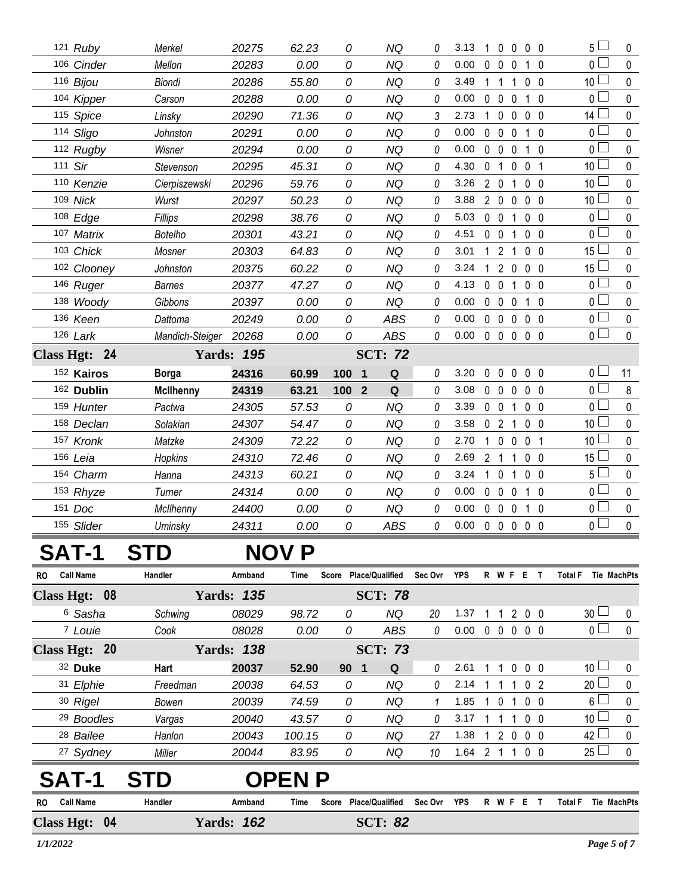| RO | Call Name | Handler | Armband | Time | Score | Place/Qualified | Sec Ovr | YPS | R | W | F | E | T | Total F | Tie | MachPts |
|---|---|---|---|---|---|---|---|---|---|---|---|---|---|---|---|---|
| 121 | Ruby | Merkel | 20275 | 62.23 | 0 | NQ | 0 | 3.13 | 1 | 0 | 0 | 0 | 0 | 5 | ☐ | 0 |
| 106 | Cinder | Mellon | 20283 | 0.00 | 0 | NQ | 0 | 0.00 | 0 | 0 | 0 | 1 | 0 | 0 | ☐ | 0 |
| 116 | Bijou | Biondi | 20286 | 55.80 | 0 | NQ | 0 | 3.49 | 1 | 1 | 1 | 0 | 0 | 10 | ☐ | 0 |
| 104 | Kipper | Carson | 20288 | 0.00 | 0 | NQ | 0 | 0.00 | 0 | 0 | 0 | 1 | 0 | 0 | ☐ | 0 |
| 115 | Spice | Linsky | 20290 | 71.36 | 0 | NQ | 3 | 2.73 | 1 | 0 | 0 | 0 | 0 | 14 | ☐ | 0 |
| 114 | Sligo | Johnston | 20291 | 0.00 | 0 | NQ | 0 | 0.00 | 0 | 0 | 0 | 1 | 0 | 0 | ☐ | 0 |
| 112 | Rugby | Wisner | 20294 | 0.00 | 0 | NQ | 0 | 0.00 | 0 | 0 | 0 | 1 | 0 | 0 | ☐ | 0 |
| 111 | Sir | Stevenson | 20295 | 45.31 | 0 | NQ | 0 | 4.30 | 0 | 1 | 0 | 0 | 1 | 10 | ☐ | 0 |
| 110 | Kenzie | Cierpiszewski | 20296 | 59.76 | 0 | NQ | 0 | 3.26 | 2 | 0 | 1 | 0 | 0 | 10 | ☐ | 0 |
| 109 | Nick | Wurst | 20297 | 50.23 | 0 | NQ | 0 | 3.88 | 2 | 0 | 0 | 0 | 0 | 10 | ☐ | 0 |
| 108 | Edge | Fillips | 20298 | 38.76 | 0 | NQ | 0 | 5.03 | 0 | 0 | 1 | 0 | 0 | 0 | ☐ | 0 |
| 107 | Matrix | Botelho | 20301 | 43.21 | 0 | NQ | 0 | 4.51 | 0 | 0 | 1 | 0 | 0 | 0 | ☐ | 0 |
| 103 | Chick | Mosner | 20303 | 64.83 | 0 | NQ | 0 | 3.01 | 1 | 2 | 1 | 0 | 0 | 15 | ☐ | 0 |
| 102 | Clooney | Johnston | 20375 | 60.22 | 0 | NQ | 0 | 3.24 | 1 | 2 | 0 | 0 | 0 | 15 | ☐ | 0 |
| 146 | Ruger | Barnes | 20377 | 47.27 | 0 | NQ | 0 | 4.13 | 0 | 0 | 1 | 0 | 0 | 0 | ☐ | 0 |
| 138 | Woody | Gibbons | 20397 | 0.00 | 0 | NQ | 0 | 0.00 | 0 | 0 | 0 | 1 | 0 | 0 | ☐ | 0 |
| 136 | Keen | Dattoma | 20249 | 0.00 | 0 | ABS | 0 | 0.00 | 0 | 0 | 0 | 0 | 0 | 0 | ☐ | 0 |
| 126 | Lark | Mandich-Steiger | 20268 | 0.00 | 0 | ABS | 0 | 0.00 | 0 | 0 | 0 | 0 | 0 | 0 | ☐ | 0 |
| **Class Hgt: 24** | | **Yards: 195** | | | | **SCT: 72** | | | | | | | | | | |
| 152 | **Kairos** | **Borga** | **24316** | **60.99** | **100** | **1 Q** | 0 | 3.20 | 0 | 0 | 0 | 0 | 0 | 0 | ☐ | 11 |
| 162 | **Dublin** | **McIlhenny** | **24319** | **63.21** | **100** | **2 Q** | 0 | 3.08 | 0 | 0 | 0 | 0 | 0 | 0 | ☐ | 8 |
| 159 | Hunter | Pactwa | 24305 | 57.53 | 0 | NQ | 0 | 3.39 | 0 | 0 | 1 | 0 | 0 | 0 | ☐ | 0 |
| 158 | Declan | Solakian | 24307 | 54.47 | 0 | NQ | 0 | 3.58 | 0 | 2 | 1 | 0 | 0 | 10 | ☐ | 0 |
| 157 | Kronk | Matzke | 24309 | 72.22 | 0 | NQ | 0 | 2.70 | 1 | 0 | 0 | 0 | 1 | 10 | ☐ | 0 |
| 156 | Leia | Hopkins | 24310 | 72.46 | 0 | NQ | 0 | 2.69 | 2 | 1 | 1 | 0 | 0 | 15 | ☐ | 0 |
| 154 | Charm | Hanna | 24313 | 60.21 | 0 | NQ | 0 | 3.24 | 1 | 0 | 1 | 0 | 0 | 5 | ☐ | 0 |
| 153 | Rhyze | Turner | 24314 | 0.00 | 0 | NQ | 0 | 0.00 | 0 | 0 | 0 | 1 | 0 | 0 | ☐ | 0 |
| 151 | Doc | McIlhenny | 24400 | 0.00 | 0 | NQ | 0 | 0.00 | 0 | 0 | 0 | 1 | 0 | 0 | ☐ | 0 |
| 155 | Slider | Uminsky | 24311 | 0.00 | 0 | ABS | 0 | 0.00 | 0 | 0 | 0 | 0 | 0 | 0 | ☐ | 0 |

# SAT-1 STD NOV P

| RO | Call Name | Handler | Armband | Time | Score | Place/Qualified | Sec Ovr | YPS | R | W | F | E | T | Total F | Tie | MachPts |
|---|---|---|---|---|---|---|---|---|---|---|---|---|---|---|---|---|
| **Class Hgt: 08** | | **Yards: 135** | | | | **SCT: 78** | | | | | | | | | | |
| 6 | Sasha | Schwing | 08029 | 98.72 | 0 | NQ | 20 | 1.37 | 1 | 1 | 2 | 0 | 0 | 30 | ☐ | 0 |
| 7 | Louie | Cook | 08028 | 0.00 | 0 | ABS | 0 | 0.00 | 0 | 0 | 0 | 0 | 0 | 0 | ☐ | 0 |
| **Class Hgt: 20** | | **Yards: 138** | | | | **SCT: 73** | | | | | | | | | | |
| 32 | **Duke** | **Hart** | **20037** | **52.90** | **90** | **1 Q** | 0 | 2.61 | 1 | 1 | 0 | 0 | 0 | 10 | ☐ | 0 |
| 31 | Elphie | Freedman | 20038 | 64.53 | 0 | NQ | 0 | 2.14 | 1 | 1 | 1 | 0 | 2 | 20 | ☐ | 0 |
| 30 | Rigel | Bowen | 20039 | 74.59 | 0 | NQ | 1 | 1.85 | 1 | 0 | 1 | 0 | 0 | 6 | ☐ | 0 |
| 29 | Boodles | Vargas | 20040 | 43.57 | 0 | NQ | 0 | 3.17 | 1 | 1 | 1 | 0 | 0 | 10 | ☐ | 0 |
| 28 | Bailee | Hanlon | 20043 | 100.15 | 0 | NQ | 27 | 1.38 | 1 | 2 | 0 | 0 | 0 | 42 | ☐ | 0 |
| 27 | Sydney | Miller | 20044 | 83.95 | 0 | NQ | 10 | 1.64 | 2 | 1 | 1 | 0 | 0 | 25 | ☐ | 0 |

# SAT-1 STD OPEN P

| RO | Call Name | Handler | Armband | Time | Score | Place/Qualified | Sec Ovr | YPS | R | W | F | E | T | Total F | Tie | MachPts |
|---|---|---|---|---|---|---|---|---|---|---|---|---|---|---|---|---|
| **Class Hgt: 04** | | **Yards: 162** | | | | **SCT: 82** | | | | | | | | | | |

*1/1/2022*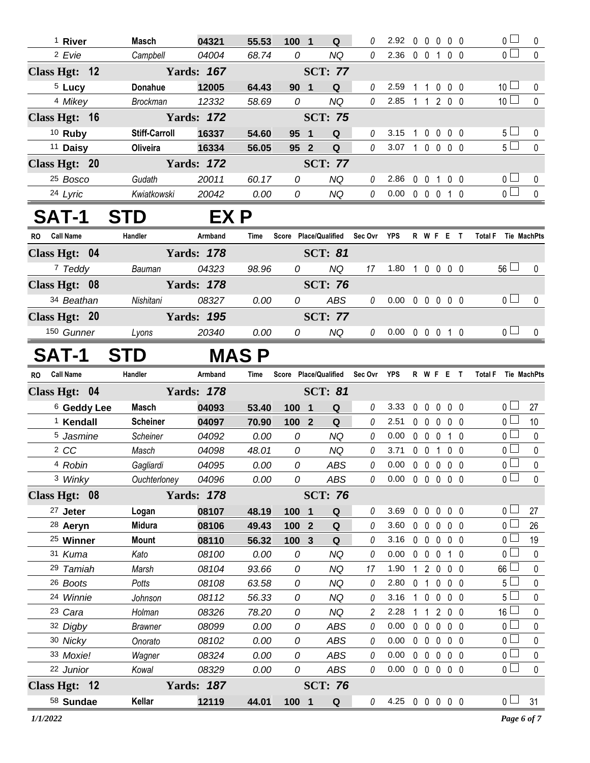| RO | Call Name | Handler | Armband | Time | Score | Place/Qualified | | Sec Ovr | YPS | R | W | F | E | T | Total F | Tie | MachPts |
|---|---|---|---|---|---|---|---|---|---|---|---|---|---|---|---|---|---|
| 1 | **River** | **Masch** | **04321** | **55.53** | **100** | **1** | **Q** | 0 | 2.92 | 0 | 0 | 0 | 0 | 0 | 0 | ☐ | 0 |
| 2 | *Evie* | *Campbell* | *04004* | *68.74* | *0* | | *NQ* | 0 | 2.36 | 0 | 0 | 1 | 0 | 0 | 0 | ☐ | 0 |
| **Class Hgt: 12** | | **Yards: 167** | | | | **SCT: 77** | | | | | | | | | | | |
| 5 | **Lucy** | **Donahue** | **12005** | **64.43** | **90** | **1** | **Q** | 0 | 2.59 | 1 | 1 | 0 | 0 | 0 | 10 | ☐ | 0 |
| 4 | *Mikey* | *Brockman* | *12332* | *58.69* | *0* | | *NQ* | 0 | 2.85 | 1 | 1 | 2 | 0 | 0 | 10 | ☐ | 0 |
| **Class Hgt: 16** | | **Yards: 172** | | | | **SCT: 75** | | | | | | | | | | | |
| 10 | **Ruby** | **Stiff-Carroll** | **16337** | **54.60** | **95** | **1** | **Q** | 0 | 3.15 | 1 | 0 | 0 | 0 | 0 | 5 | ☐ | 0 |
| 11 | **Daisy** | **Oliveira** | **16334** | **56.05** | **95** | **2** | **Q** | 0 | 3.07 | 1 | 0 | 0 | 0 | 0 | 5 | ☐ | 0 |
| **Class Hgt: 20** | | **Yards: 172** | | | | **SCT: 77** | | | | | | | | | | | |
| 25 | *Bosco* | *Gudath* | *20011* | *60.17* | *0* | | *NQ* | 0 | 2.86 | 0 | 0 | 1 | 0 | 0 | 0 | ☐ | 0 |
| 24 | *Lyric* | *Kwiatkowski* | *20042* | *0.00* | *0* | | *NQ* | 0 | 0.00 | 0 | 0 | 0 | 1 | 0 | 0 | ☐ | 0 |

# SAT-1 STD EX P

| RO | Call Name | Handler | Armband | Time | Score | Place/Qualified | | Sec Ovr | YPS | R | W | F | E | T | Total F | Tie | MachPts |
|---|---|---|---|---|---|---|---|---|---|---|---|---|---|---|---|---|---|
| **Class Hgt: 04** | | **Yards: 178** | | | | **SCT: 81** | | | | | | | | | | | |
| 7 | *Teddy* | *Bauman* | *04323* | *98.96* | *0* | | *NQ* | 17 | 1.80 | 1 | 0 | 0 | 0 | 0 | 56 | ☐ | 0 |
| **Class Hgt: 08** | | **Yards: 178** | | | | **SCT: 76** | | | | | | | | | | | |
| 34 | *Beathan* | *Nishitani* | *08327* | *0.00* | *0* | | *ABS* | 0 | 0.00 | 0 | 0 | 0 | 0 | 0 | 0 | ☐ | 0 |
| **Class Hgt: 20** | | **Yards: 195** | | | | **SCT: 77** | | | | | | | | | | | |
| 150 | *Gunner* | *Lyons* | *20340* | *0.00* | *0* | | *NQ* | 0 | 0.00 | 0 | 0 | 0 | 1 | 0 | 0 | ☐ | 0 |

# SAT-1 STD MAS P

| RO | Call Name | Handler | Armband | Time | Score | Place/Qualified | | Sec Ovr | YPS | R | W | F | E | T | Total F | Tie | MachPts |
|---|---|---|---|---|---|---|---|---|---|---|---|---|---|---|---|---|---|
| **Class Hgt: 04** | | **Yards: 178** | | | | **SCT: 81** | | | | | | | | | | | |
| 6 | **Geddy Lee** | **Masch** | **04093** | **53.40** | **100** | **1** | **Q** | 0 | 3.33 | 0 | 0 | 0 | 0 | 0 | 0 | ☐ | 27 |
| 1 | **Kendall** | **Scheiner** | **04097** | **70.90** | **100** | **2** | **Q** | 0 | 2.51 | 0 | 0 | 0 | 0 | 0 | 0 | ☐ | 10 |
| 5 | *Jasmine* | *Scheiner* | *04092* | *0.00* | *0* | | *NQ* | 0 | 0.00 | 0 | 0 | 0 | 1 | 0 | 0 | ☐ | 0 |
| 2 | *CC* | *Masch* | *04098* | *48.01* | *0* | | *NQ* | 0 | 3.71 | 0 | 0 | 1 | 0 | 0 | 0 | ☐ | 0 |
| 4 | *Robin* | *Gagliardi* | *04095* | *0.00* | *0* | | *ABS* | 0 | 0.00 | 0 | 0 | 0 | 0 | 0 | 0 | ☐ | 0 |
| 3 | *Winky* | *Ouchterloney* | *04096* | *0.00* | *0* | | *ABS* | 0 | 0.00 | 0 | 0 | 0 | 0 | 0 | 0 | ☐ | 0 |
| **Class Hgt: 08** | | **Yards: 178** | | | | **SCT: 76** | | | | | | | | | | | |
| 27 | **Jeter** | **Logan** | **08107** | **48.19** | **100** | **1** | **Q** | 0 | 3.69 | 0 | 0 | 0 | 0 | 0 | 0 | ☐ | 27 |
| 28 | **Aeryn** | **Midura** | **08106** | **49.43** | **100** | **2** | **Q** | 0 | 3.60 | 0 | 0 | 0 | 0 | 0 | 0 | ☐ | 26 |
| 25 | **Winner** | **Mount** | **08110** | **56.32** | **100** | **3** | **Q** | 0 | 3.16 | 0 | 0 | 0 | 0 | 0 | 0 | ☐ | 19 |
| 31 | *Kuma* | *Kato* | *08100* | *0.00* | *0* | | *NQ* | 0 | 0.00 | 0 | 0 | 0 | 1 | 0 | 0 | ☐ | 0 |
| 29 | *Tamiah* | *Marsh* | *08104* | *93.66* | *0* | | *NQ* | 17 | 1.90 | 1 | 2 | 0 | 0 | 0 | 66 | ☐ | 0 |
| 26 | *Boots* | *Potts* | *08108* | *63.58* | *0* | | *NQ* | 0 | 2.80 | 0 | 1 | 0 | 0 | 0 | 5 | ☐ | 0 |
| 24 | *Winnie* | *Johnson* | *08112* | *56.33* | *0* | | *NQ* | 0 | 3.16 | 1 | 0 | 0 | 0 | 0 | 5 | ☐ | 0 |
| 23 | *Cara* | *Holman* | *08326* | *78.20* | *0* | | *NQ* | 2 | 2.28 | 1 | 1 | 2 | 0 | 0 | 16 | ☐ | 0 |
| 32 | *Digby* | *Brawner* | *08099* | *0.00* | *0* | | *ABS* | 0 | 0.00 | 0 | 0 | 0 | 0 | 0 | 0 | ☐ | 0 |
| 30 | *Nicky* | *Onorato* | *08102* | *0.00* | *0* | | *ABS* | 0 | 0.00 | 0 | 0 | 0 | 0 | 0 | 0 | ☐ | 0 |
| 33 | *Moxie!* | *Wagner* | *08324* | *0.00* | *0* | | *ABS* | 0 | 0.00 | 0 | 0 | 0 | 0 | 0 | 0 | ☐ | 0 |
| 22 | *Junior* | *Kowal* | *08329* | *0.00* | *0* | | *ABS* | 0 | 0.00 | 0 | 0 | 0 | 0 | 0 | 0 | ☐ | 0 |
| **Class Hgt: 12** | | **Yards: 187** | | | | **SCT: 76** | | | | | | | | | | | |
| 58 | **Sundae** | **Kellar** | **12119** | **44.01** | **100** | **1** | **Q** | 0 | 4.25 | 0 | 0 | 0 | 0 | 0 | 0 | ☐ | 31 |

*1/1/2022*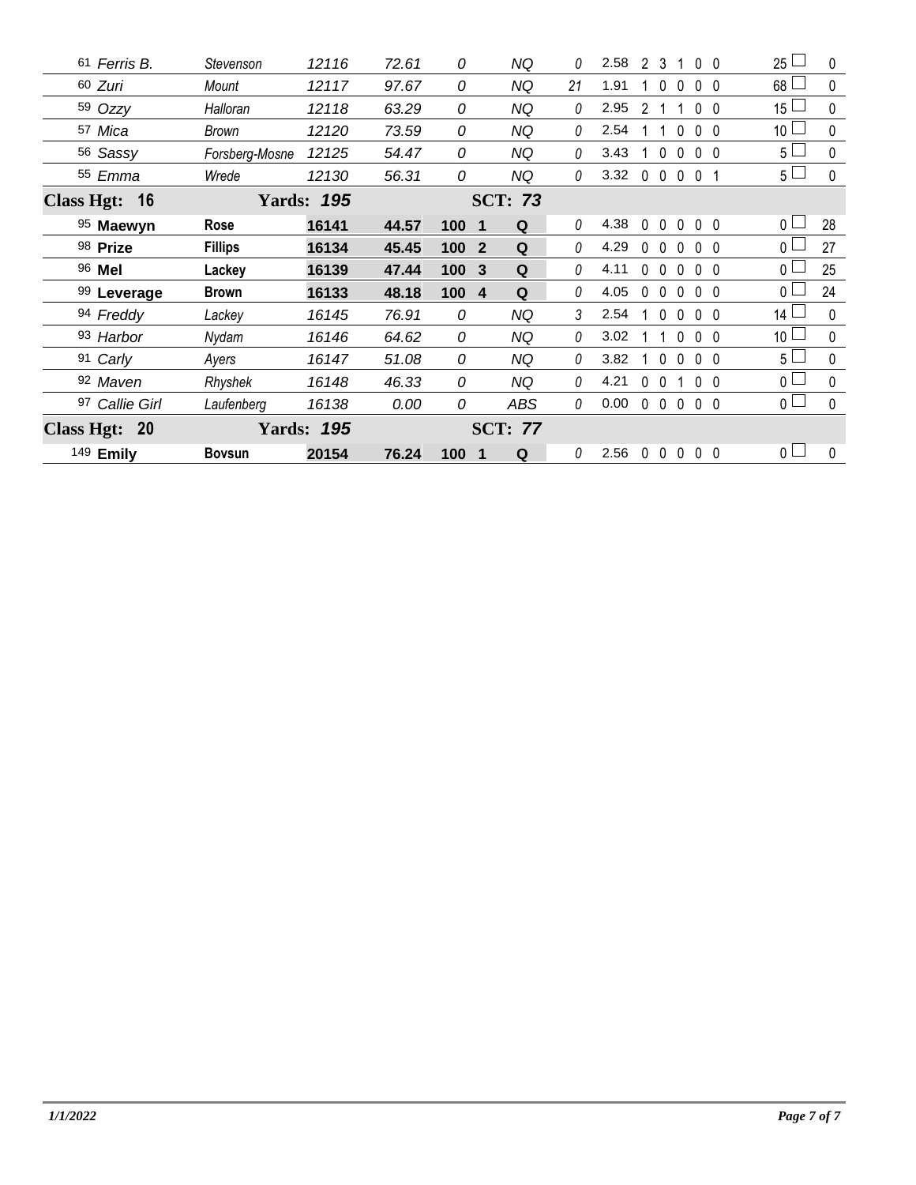| | | | | | | | | | | | | | | | |
|---|---|---|---|---|---|---|---|---|---|---|---|---|---|---|---|
| 61 *Ferris B.* | *Stevenson* | *12116* | *72.61* | *0* | | *NQ* | *0* | 2.58 | 2 | 3 | 1 | 0 | 0 | 25 ☐ | 0 |
| 60 *Zuri* | *Mount* | *12117* | *97.67* | *0* | | *NQ* | *21* | 1.91 | 1 | 0 | 0 | 0 | 0 | 68 ☐ | 0 |
| 59 *Ozzy* | *Halloran* | *12118* | *63.29* | *0* | | *NQ* | *0* | 2.95 | 2 | 1 | 1 | 0 | 0 | 15 ☐ | 0 |
| 57 *Mica* | *Brown* | *12120* | *73.59* | *0* | | *NQ* | *0* | 2.54 | 1 | 1 | 0 | 0 | 0 | 10 ☐ | 0 |
| 56 *Sassy* | *Forsberg-Mosne* | *12125* | *54.47* | *0* | | *NQ* | *0* | 3.43 | 1 | 0 | 0 | 0 | 0 | 5 ☐ | 0 |
| 55 *Emma* | *Wrede* | *12130* | *56.31* | *0* | | *NQ* | *0* | 3.32 | 0 | 0 | 0 | 0 | 1 | 5 ☐ | 0 |
| **Class Hgt: 16** | | **Yards: 195** | | | | **SCT: 73** | | | | | | | | | |
| 95 **Maewyn** | **Rose** | **16141** | **44.57** | **100** | **1** | **Q** | *0* | 4.38 | 0 | 0 | 0 | 0 | 0 | 0 ☐ | 28 |
| 98 **Prize** | **Fillips** | **16134** | **45.45** | **100** | **2** | **Q** | *0* | 4.29 | 0 | 0 | 0 | 0 | 0 | 0 ☐ | 27 |
| 96 **Mel** | **Lackey** | **16139** | **47.44** | **100** | **3** | **Q** | *0* | 4.11 | 0 | 0 | 0 | 0 | 0 | 0 ☐ | 25 |
| 99 **Leverage** | **Brown** | **16133** | **48.18** | **100** | **4** | **Q** | *0* | 4.05 | 0 | 0 | 0 | 0 | 0 | 0 ☐ | 24 |
| 94 *Freddy* | *Lackey* | *16145* | *76.91* | *0* | | *NQ* | *3* | 2.54 | 1 | 0 | 0 | 0 | 0 | 14 ☐ | 0 |
| 93 *Harbor* | *Nydam* | *16146* | *64.62* | *0* | | *NQ* | *0* | 3.02 | 1 | 1 | 0 | 0 | 0 | 10 ☐ | 0 |
| 91 *Carly* | *Ayers* | *16147* | *51.08* | *0* | | *NQ* | *0* | 3.82 | 1 | 0 | 0 | 0 | 0 | 5 ☐ | 0 |
| 92 *Maven* | *Rhyshek* | *16148* | *46.33* | *0* | | *NQ* | *0* | 4.21 | 0 | 0 | 1 | 0 | 0 | 0 ☐ | 0 |
| 97 *Callie Girl* | *Laufenberg* | *16138* | *0.00* | *0* | | *ABS* | *0* | 0.00 | 0 | 0 | 0 | 0 | 0 | 0 ☐ | 0 |
| **Class Hgt: 20** | | **Yards: 195** | | | | **SCT: 77** | | | | | | | | | |
| 149 **Emily** | **Bovsun** | **20154** | **76.24** | **100** | **1** | **Q** | *0* | 2.56 | 0 | 0 | 0 | 0 | 0 | 0 ☐ | 0 |

*1/1/2022*